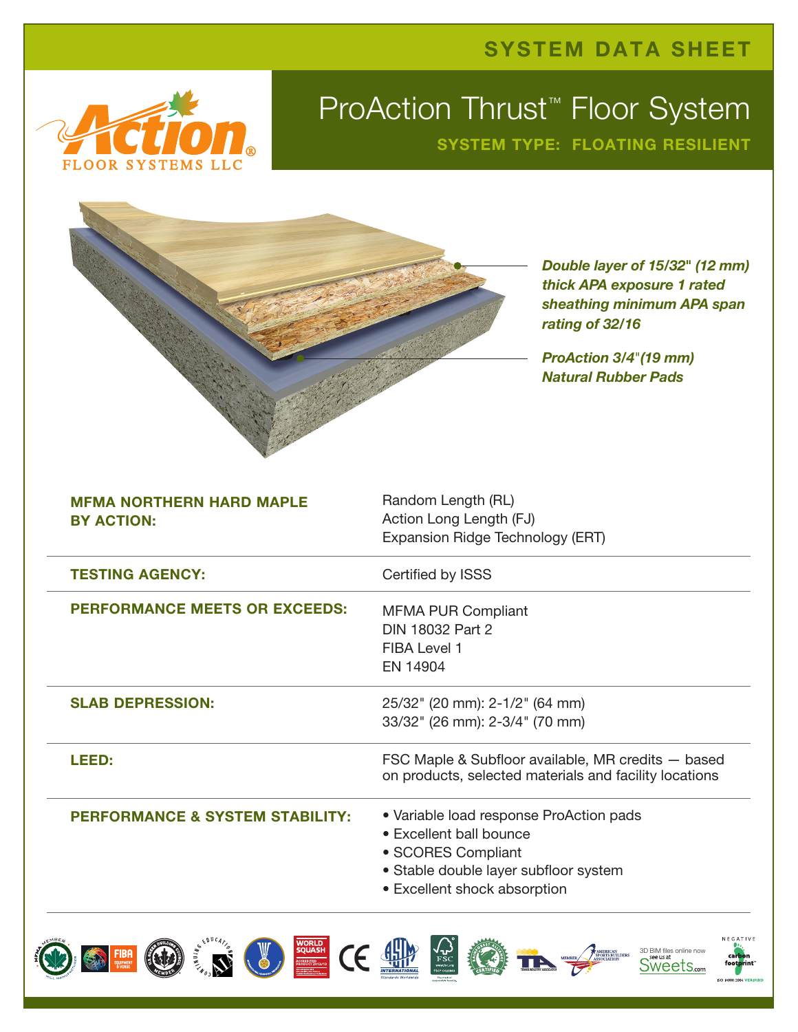SYSTEM DATA SHEET

Action® FLOOR SYSTEMS LLC

# ProAction Thrust™ Floor System

**SYSTEM TYPE: FLOATING RESILIENT**

*Double layer of 15/32" (12 mm) thick APA exposure 1 rated sheathing minimum APA span rating of 32/16*

*ProAction 3/4"(19 mm) Natural Rubber Pads*

| | |
|---|---|
| **MFMA NORTHERN HARD MAPLE BY ACTION:** | Random Length (RL)<br>Action Long Length (FJ)<br>Expansion Ridge Technology (ERT) |
| **TESTING AGENCY:** | Certified by ISSS |
| **PERFORMANCE MEETS OR EXCEEDS:** | MFMA PUR Compliant<br>DIN 18032 Part 2<br>FIBA Level 1<br>EN 14904 |
| **SLAB DEPRESSION:** | 25/32" (20 mm): 2-1/2" (64 mm)<br>33/32" (26 mm): 2-3/4" (70 mm) |
| **LEED:** | FSC Maple & Subfloor available, MR credits — based on products, selected materials and facility locations |
| **PERFORMANCE & SYSTEM STABILITY:** | • Variable load response ProAction pads<br>• Excellent ball bounce<br>• SCORES Compliant<br>• Stable double layer subfloor system<br>• Excellent shock absorption |

3D BIM files online now see us at Sweets.com

NEGATIVE carbon footprint ISO 14000:2004 VERIFIED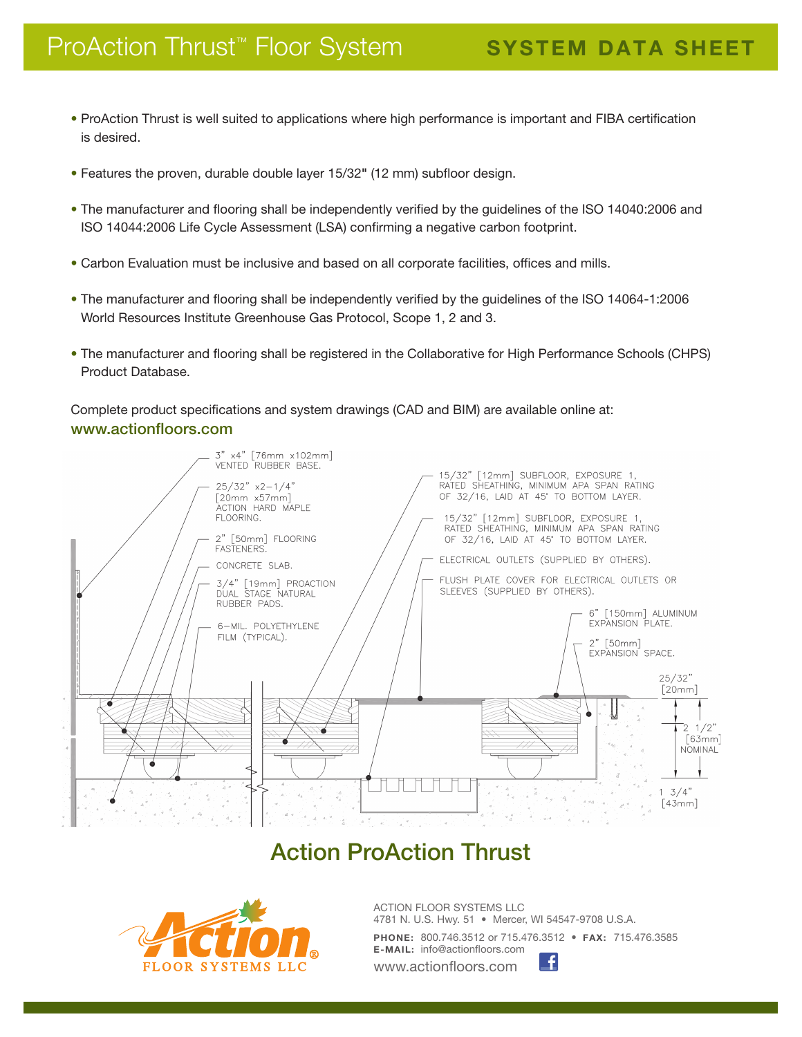# ProAction Thrust™ Floor System

**SYSTEM DATA SHEET**

- ProAction Thrust is well suited to applications where high performance is important and FIBA certification is desired.
- Features the proven, durable double layer 15/32" (12 mm) subfloor design.
- The manufacturer and flooring shall be independently verified by the guidelines of the ISO 14040:2006 and ISO 14044:2006 Life Cycle Assessment (LSA) confirming a negative carbon footprint.
- Carbon Evaluation must be inclusive and based on all corporate facilities, offices and mills.
- The manufacturer and flooring shall be independently verified by the guidelines of the ISO 14064-1:2006 World Resources Institute Greenhouse Gas Protocol, Scope 1, 2 and 3.
- The manufacturer and flooring shall be registered in the Collaborative for High Performance Schools (CHPS) Product Database.

Complete product specifications and system drawings (CAD and BIM) are available online at:
**www.actionfloors.com**

3" x4" [76mm x102mm] VENTED RUBBER BASE.

25/32" x2-1/4" [20mm x57mm] ACTION HARD MAPLE FLOORING.

2" [50mm] FLOORING FASTENERS.

CONCRETE SLAB.

3/4" [19mm] PROACTION DUAL STAGE NATURAL RUBBER PADS.

6-MIL. POLYETHYLENE FILM (TYPICAL).

15/32" [12mm] SUBFLOOR, EXPOSURE 1, RATED SHEATHING, MINIMUM APA SPAN RATING OF 32/16, LAID AT 45° TO BOTTOM LAYER.

15/32" [12mm] SUBFLOOR, EXPOSURE 1, RATED SHEATHING, MINIMUM APA SPAN RATING OF 32/16, LAID AT 45° TO BOTTOM LAYER.

ELECTRICAL OUTLETS (SUPPLIED BY OTHERS).

FLUSH PLATE COVER FOR ELECTRICAL OUTLETS OR SLEEVES (SUPPLIED BY OTHERS).

6" [150mm] ALUMINUM EXPANSION PLATE.

2" [50mm] EXPANSION SPACE.

25/32" [20mm]

2 1/2" [63mm] NOMINAL

1 3/4" [43mm]

## Action ProAction Thrust

Action FLOOR SYSTEMS LLC

ACTION FLOOR SYSTEMS LLC
4781 N. U.S. Hwy. 51 • Mercer, WI 54547-9708 U.S.A.

**PHONE:** 800.746.3512 or 715.476.3512 • **FAX:** 715.476.3585
**E-MAIL:** info@actionfloors.com
www.actionfloors.com